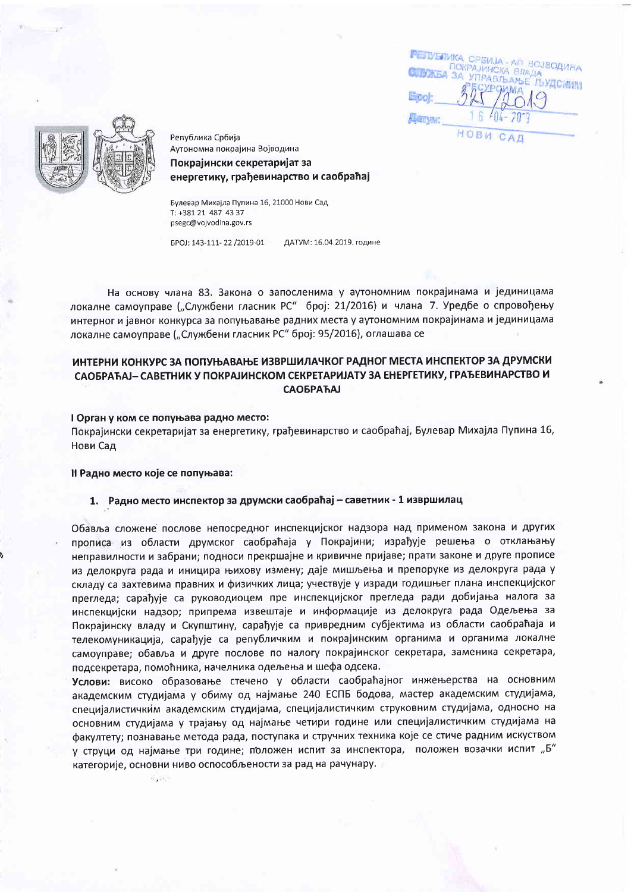РЕПУБЛИКА СРБИЈА - АП ВОЈВОДИНА
ПОКРАЈИНСКА ВЛАДА
СЛУЖБА ЗА УПРАВЉАЊЕ ЉУДСКИМ РЕСУРСИМА
Број: 325/2019
Датум: 16-04-2019
НОВИ САД

Република Србија
Аутономна покрајина Војводина
**Покрајински секретаријат за енергетику, грађевинарство и саобраћај**

Булевар Михајла Пупина 16, 21000 Нови Сад
Т: +381 21 487 43 37
psegc@vojvodina.gov.rs

БРОЈ: 143-111- 22 /2019-01 ДАТУМ: 16.04.2019. године

На основу члана 83. Закона о запосленима у аутономним покрајинама и јединицама локалне самоуправе („Службени гласник РС" број: 21/2016) и члана 7. Уредбе о спровођењу интерног и јавног конкурса за попуњавање радних места у аутономним покрајинама и јединицама локалне самоуправе („Службени гласник РС" број: 95/2016), оглашава се

## ИНТЕРНИ КОНКУРС ЗА ПОПУЊАВАЊЕ ИЗВРШИЛАЧКОГ РАДНОГ МЕСТА ИНСПЕКТОР ЗА ДРУМСКИ САОБРАЋАЈ– САВЕТНИК У ПОКРАЈИНСКОМ СЕКРЕТАРИЈАТУ ЗА ЕНЕРГЕТИКУ, ГРАЂЕВИНАРСТВО И САОБРАЋАЈ

**I Орган у ком се попуњава радно место:**

Покрајински секретаријат за енергетику, грађевинарство и саобраћај, Булевар Михајла Пупина 16, Нови Сад

**II Радно место које се попуњава:**

**1. Радно место инспектор за друмски саобраћај – саветник - 1 извршилац**

Обавља сложене послове непосредног инспекцијског надзора над применом закона и других прописа из области друмског саобраћаја у Покрајини; израђује решења о отклањању неправилности и забрани; подноси прекршајне и кривичне пријаве; прати законе и друге прописе из делокруга рада и иницира њихову измену; даје мишљења и препоруке из делокруга рада у складу са захтевима правних и физичких лица; учествује у изради годишњег плана инспекцијског прегледа; сарађује са руководиоцем пре инспекцијског прегледа ради добијања налога за инспекцијски надзор; припрема извештаје и информације из делокруга рада Одељења за Покрајинску владу и Скупштину, сарађује са привредним субјектима из области саобраћаја и телекомуникација, сарађује са републичким и покрајинским органима и органима локалне самоуправе; обавља и друге послове по налогу покрајинског секретара, заменика секретара, подсекретара, помоћника, начелника одељења и шефа одсека.

**Услови:** високо образовање стечено у области саобраћајног инжењерства на основним академским студијама у обиму од најмање 240 ЕСПБ бодова, мастер академским студијама, специјалистичким академским студијама, специјалистичким струковним студијама, односно на основним студијама у трајању од најмање четири године или специјалистичким студијама на факултету; познавање метода рада, поступака и стручних техника које се стиче радним искуством у струци од најмање три године; положен испит за инспектора, положен возачки испит „Б" категорије, основни ниво оспособљености за рад на рачунару.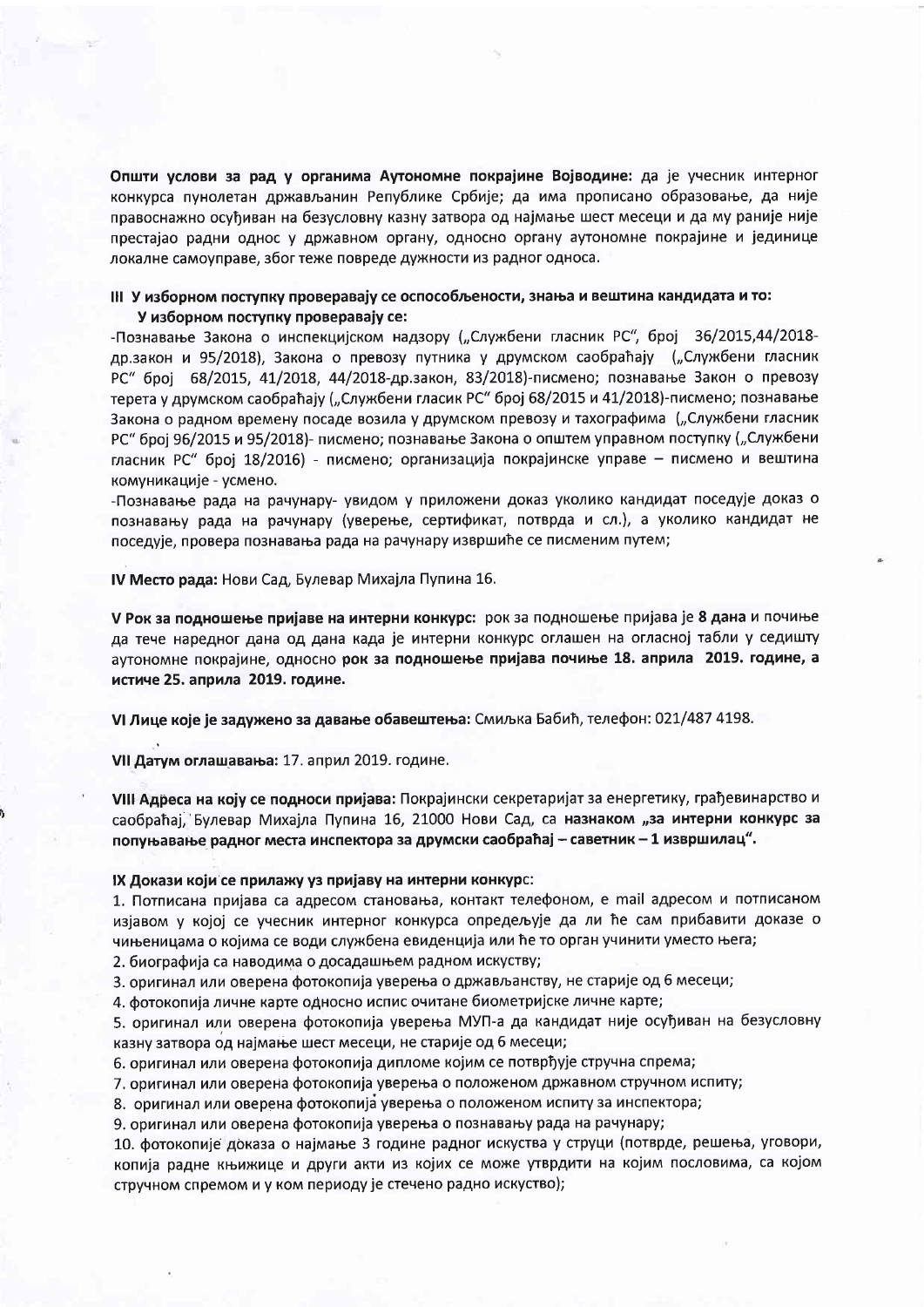**Општи услови за рад у органима Аутономне покрајине Војводине:** да је учесник интерног конкурса пунолетан држављанин Републике Србије; да има прописано образовање, да није правоснажно осуђиван на безусловну казну затвора од најмање шест месеци и да му раније није престајао радни однос у државном органу, односно органу аутономне покрајине и јединице локалне самоуправе, због теже повреде дужности из радног односа.

**III У изборном поступку проверавају се оспособљености, знања и вештина кандидата и то:**
**У изборном поступку проверавају се:**

-Познавање Закона о инспекцијском надзору („Службени гласник РС", број 36/2015,44/2018-др.закон и 95/2018), Закона о превозу путника у друмском саобраћају („Службени гласник РС" број 68/2015, 41/2018, 44/2018-др.закон, 83/2018)-писмено; познавање Закон о превозу терета у друмском саобраћају („Службени гласик РС" број 68/2015 и 41/2018)-писмено; познавање Закона о радном времену посаде возила у друмском превозу и тахографима („Службени гласник РС" број 96/2015 и 95/2018)- писмено; познавање Закона о општем управном поступку („Службени гласник РС" број 18/2016) - писмено; организација покрајинске управе – писмено и вештина комуникације - усмено.

-Познавање рада на рачунару- увидом у приложени доказ уколико кандидат поседује доказ о познавању рада на рачунару (уверење, сертификат, потврда и сл.), а уколико кандидат не поседује, провера познавања рада на рачунару извршиће се писменим путем;

**IV Место рада:** Нови Сад, Булевар Михајла Пупина 16.

**V Рок за подношење пријаве на интерни конкурс:** рок за подношење пријава је **8 дана** и почиње да тече наредног дана од дана када је интерни конкурс оглашен на огласној табли у седишту аутономне покрајине, односно **рок за подношење пријава почиње 18. априла 2019. године, а истиче 25. априла 2019. године.**

**VI Лице које је задужено за давање обавештења:** Смиљка Бабић, телефон: 021/487 4198.

**VII Датум оглашавања:** 17. април 2019. године.

**VIII Адреса на коју се подноси пријава:** Покрајински секретаријат за енергетику, грађевинарство и саобраћај, Булевар Михајла Пупина 16, 21000 Нови Сад, са **назнаком „за интерни конкурс за попуњавање радног места инспектора за друмски саобраћај – саветник – 1 извршилац".**

**IX Докази који се прилажу уз пријаву на интерни конкурс:**

1. Потписана пријава са адресом становања, контакт телефоном, е mail адресом и потписаном изјавом у којој се учесник интерног конкурса опредељује да ли ће сам прибавити доказе о чињеницама о којима се води службена евиденција или ће то орган учинити уместо њега;
2. биографија са наводима о досадашњем радном искуству;
3. оригинал или оверена фотокопија уверења о држављанству, не старије од 6 месеци;
4. фотокопија личне карте односно испис очитане биометријске личне карте;
5. оригинал или оверена фотокопија уверења МУП-а да кандидат није осуђиван на безусловну казну затвора од најмање шест месеци, не старије од 6 месеци;
6. оригинал или оверена фотокопија дипломе којим се потврђује стручна спрема;
7. оригинал или оверена фотокопија уверења о положеном државном стручном испиту;
8. оригинал или оверена фотокопија уверења о положеном испиту за инспектора;
9. оригинал или оверена фотокопија уверења о познавању рада на рачунару;
10. фотокопије доказа о најмање 3 године радног искуства у струци (потврде, решења, уговори, копија радне књижице и други акти из којих се може утврдити на којим пословима, са којом стручном спремом и у ком периоду је стечено радно искуство);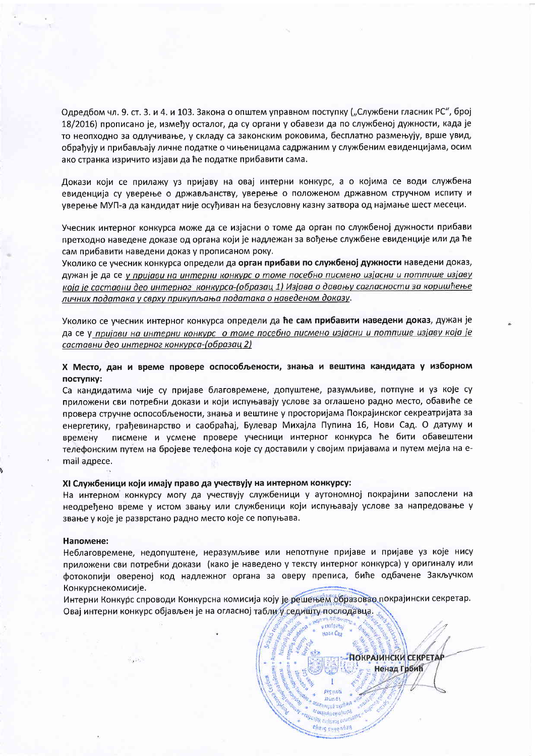Одредбом чл. 9. ст. 3. и 4. и 103. Закона о општем управном поступку („Службени гласник РС", број 18/2016) прописано је, између осталог, да су органи у обавези да по службеној дужности, када је то неопходно за одлучивање, у складу са законским роковима, бесплатно размењују, врше увид, обрађују и прибављају личне податке о чињеницама садржаним у службеним евиденцијама, осим ако странка изричито изјави да ће податке прибавити сама.

Докази који се прилажу уз пријаву на овај интерни конкурс, а о којима се води службена евиденција су уверење о држављанству, уверење о положеном државном стручном испиту и уверење МУП-а да кандидат није осуђиван на безусловну казну затвора од најмање шест месеци.

Учесник интерног конкурса може да се изјасни о томе да орган по службеној дужности прибави претходно наведене доказе од органа који је надлежан за вођење службене евиденције или да ће сам прибавити наведени доказ у прописаном року.

Уколико се учесник конкурса определи да **орган прибави по службеној дужности** наведени доказ, дужан је да се *у пријави на интерни конкурс о томе посебно писмено изјасни и потпише изјаву која је саставни део интерног конкурса-(образац 1) Изјава о давању сагласности за коришћење личних података у сврху прикупљања података о наведеном доказу*.

Уколико се учесник интерног конкурса определи да **ће сам прибавити наведени доказ**, дужан је да се *у пријави на интерни конкурс о томе посебно писмено изјасни и потпише изјаву која је саставни део интерног конкурса-(образац 2)*

**X Место, дан и време провере оспособљености, знања и вештина кандидата у изборном поступку:**

Са кандидатима чије су пријаве благовремене, допуштене, разумљиве, потпуне и уз које су приложени сви потребни докази и који испуњавају услове за оглашено радно место, обавиће се провера стручне оспособљености, знања и вештине у просторијама Покрајинског секреатријата за енергетику, грађевинарство и саобраћај, Булевар Михајла Пупина 16, Нови Сад. О датуму и времену писмене и усмене провере учесници интерног конкурса ће бити обавештени телефонским путем на бројеве телефона које су доставили у својим пријавама и путем мејла на e-mail адресе.

**XI Службеници који имају право да учествују на интерном конкурсу:**

На интерном конкурсу могу да учествују службеници у аутономној покрајини запослени на неодређено време у истом звању или службеници који испуњавају услове за напредовање у звање у које је разврстано радно место које се попуњава.

**Напомене:**

Неблаговремене, недопуштене, неразумљиве или непотпуне пријаве и пријаве уз које нису приложени сви потребни докази (како је наведено у тексту интерног конкурса) у оригиналу или фотокопији овереној код надлежног органа за оверу преписа, биће одбачене Закључком Конкурснекомисије.

Интерни Конкурс спроводи Конкурсна комисија коју је решењем образовао покрајински секретар. Овај интерни конкурс објављен је на огласној табли у седишту послодавца.

ПОКРАЈИНСКИ СЕКРЕТАР
Ненад Грбић